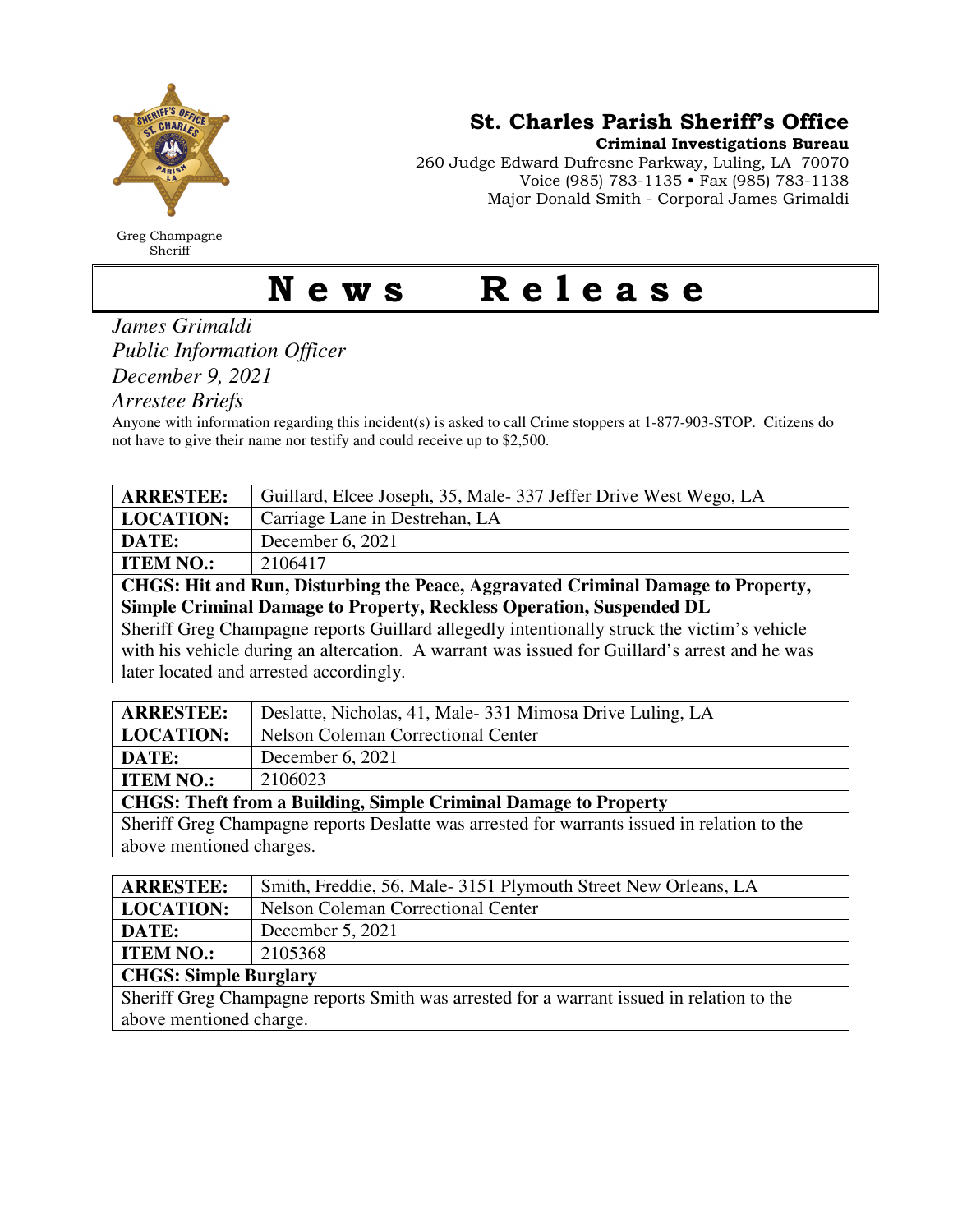Greg Champagne
Sheriff

**St. Charles Parish Sheriff's Office**
**Criminal Investigations Bureau**
260 Judge Edward Dufresne Parkway, Luling, LA 70070
Voice (985) 783-1135 • Fax (985) 783-1138
Major Donald Smith - Corporal James Grimaldi

# News Release

*James Grimaldi*
*Public Information Officer*
*December 9, 2021*
*Arrestee Briefs*

Anyone with information regarding this incident(s) is asked to call Crime stoppers at 1-877-903-STOP. Citizens do not have to give their name nor testify and could receive up to $2,500.

| | |
|---|---|
| **ARRESTEE:** | Guillard, Elcee Joseph, 35, Male- 337 Jeffer Drive West Wego, LA |
| **LOCATION:** | Carriage Lane in Destrehan, LA |
| **DATE:** | December 6, 2021 |
| **ITEM NO.:** | 2106417 |
| **CHGS: Hit and Run, Disturbing the Peace, Aggravated Criminal Damage to Property, Simple Criminal Damage to Property, Reckless Operation, Suspended DL** | |
| Sheriff Greg Champagne reports Guillard allegedly intentionally struck the victim's vehicle with his vehicle during an altercation. A warrant was issued for Guillard's arrest and he was later located and arrested accordingly. | |

| | |
|---|---|
| **ARRESTEE:** | Deslatte, Nicholas, 41, Male- 331 Mimosa Drive Luling, LA |
| **LOCATION:** | Nelson Coleman Correctional Center |
| **DATE:** | December 6, 2021 |
| **ITEM NO.:** | 2106023 |
| **CHGS: Theft from a Building, Simple Criminal Damage to Property** | |
| Sheriff Greg Champagne reports Deslatte was arrested for warrants issued in relation to the above mentioned charges. | |

| | |
|---|---|
| **ARRESTEE:** | Smith, Freddie, 56, Male- 3151 Plymouth Street New Orleans, LA |
| **LOCATION:** | Nelson Coleman Correctional Center |
| **DATE:** | December 5, 2021 |
| **ITEM NO.:** | 2105368 |
| **CHGS: Simple Burglary** | |
| Sheriff Greg Champagne reports Smith was arrested for a warrant issued in relation to the above mentioned charge. | |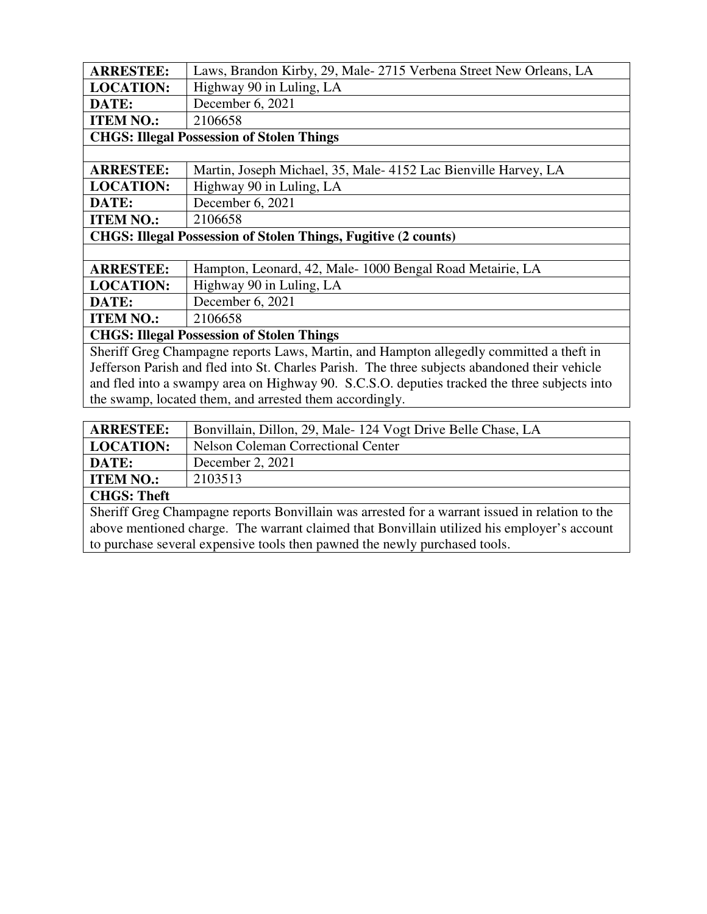| | |
|---|---|
| **ARRESTEE:** | Laws, Brandon Kirby, 29, Male- 2715 Verbena Street New Orleans, LA |
| **LOCATION:** | Highway 90 in Luling, LA |
| **DATE:** | December 6, 2021 |
| **ITEM NO.:** | 2106658 |
| **CHGS: Illegal Possession of Stolen Things** | |
| | |
| **ARRESTEE:** | Martin, Joseph Michael, 35, Male- 4152 Lac Bienville Harvey, LA |
| **LOCATION:** | Highway 90 in Luling, LA |
| **DATE:** | December 6, 2021 |
| **ITEM NO.:** | 2106658 |
| **CHGS: Illegal Possession of Stolen Things, Fugitive (2 counts)** | |
| | |
| **ARRESTEE:** | Hampton, Leonard, 42, Male- 1000 Bengal Road Metairie, LA |
| **LOCATION:** | Highway 90 in Luling, LA |
| **DATE:** | December 6, 2021 |
| **ITEM NO.:** | 2106658 |
| **CHGS: Illegal Possession of Stolen Things** | |

Sheriff Greg Champagne reports Laws, Martin, and Hampton allegedly committed a theft in Jefferson Parish and fled into St. Charles Parish. The three subjects abandoned their vehicle and fled into a swampy area on Highway 90. S.C.S.O. deputies tracked the three subjects into the swamp, located them, and arrested them accordingly.

| | |
|---|---|
| **ARRESTEE:** | Bonvillain, Dillon, 29, Male- 124 Vogt Drive Belle Chase, LA |
| **LOCATION:** | Nelson Coleman Correctional Center |
| **DATE:** | December 2, 2021 |
| **ITEM NO.:** | 2103513 |
| **CHGS: Theft** | |

Sheriff Greg Champagne reports Bonvillain was arrested for a warrant issued in relation to the above mentioned charge. The warrant claimed that Bonvillain utilized his employer's account to purchase several expensive tools then pawned the newly purchased tools.